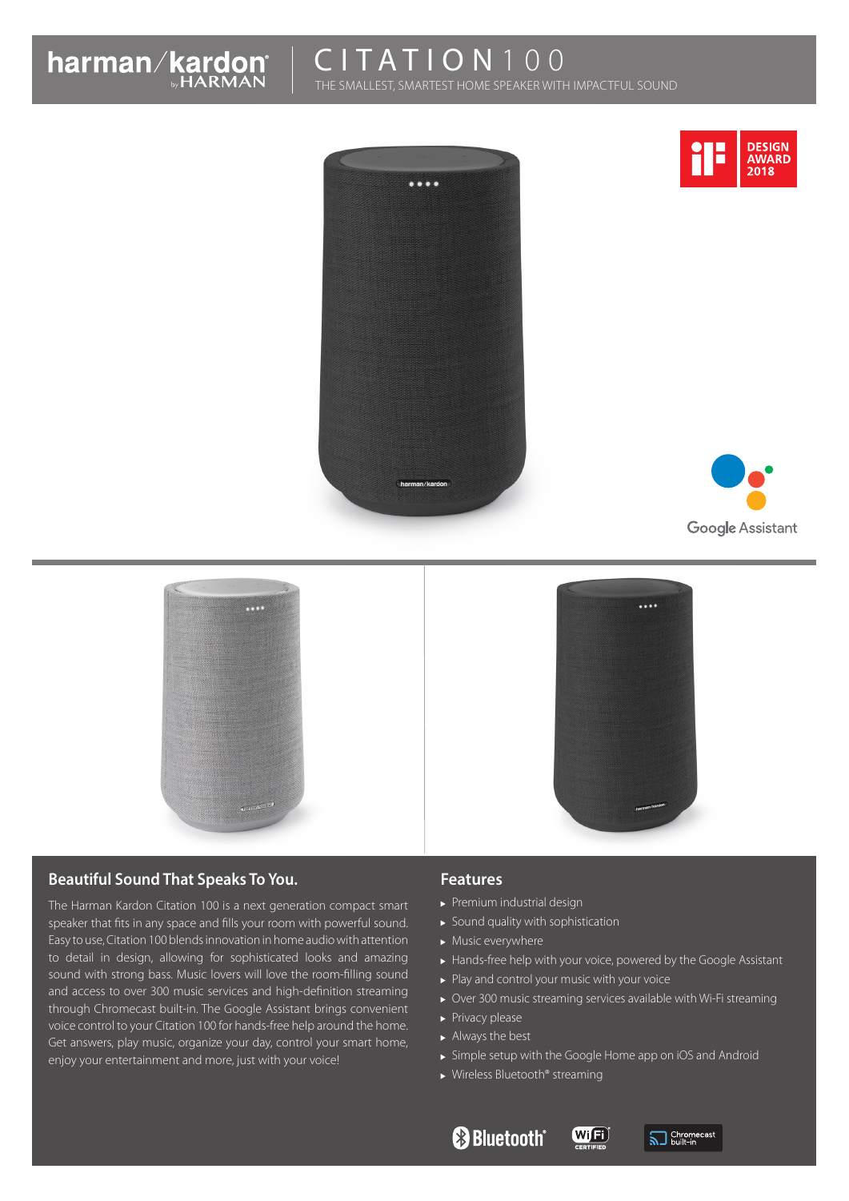# CITATION 100

THE SMALLEST, SMARTEST HOME SPEAKER WITH IMPACTFUL SOUND

DESIGN AWARD 2018

Google Assistant

## Beautiful Sound That Speaks To You.

The Harman Kardon Citation 100 is a next generation compact smart speaker that fits in any space and fills your room with powerful sound. Easy to use, Citation 100 blends innovation in home audio with attention to detail in design, allowing for sophisticated looks and amazing sound with strong bass. Music lovers will love the room-filling sound and access to over 300 music services and high-definition streaming through Chromecast built-in. The Google Assistant brings convenient voice control to your Citation 100 for hands-free help around the home. Get answers, play music, organize your day, control your smart home, enjoy your entertainment and more, just with your voice!

## Features

- Premium industrial design
- Sound quality with sophistication
- Music everywhere
- Hands-free help with your voice, powered by the Google Assistant
- Play and control your music with your voice
- Over 300 music streaming services available with Wi-Fi streaming
- Privacy please
- Always the best
- Simple setup with the Google Home app on iOS and Android
- Wireless Bluetooth® streaming

Bluetooth® | Wi-Fi CERTIFIED | Chromecast built-in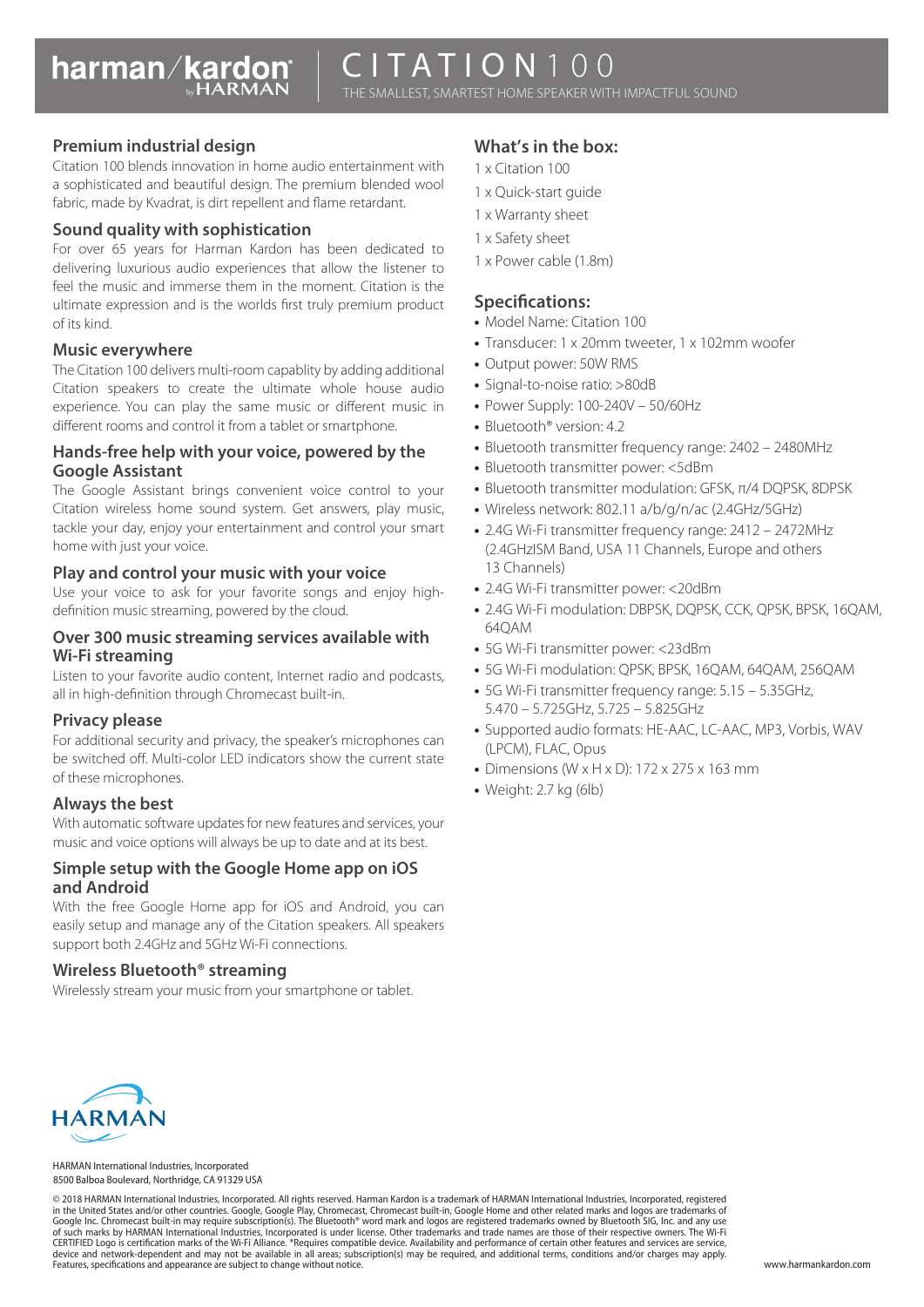# harman/kardon by HARMAN

# CITATION100

THE SMALLEST, SMARTEST HOME SPEAKER WITH IMPACTFUL SOUND

## Premium industrial design

Citation 100 blends innovation in home audio entertainment with a sophisticated and beautiful design. The premium blended wool fabric, made by Kvadrat, is dirt repellent and flame retardant.

## Sound quality with sophistication

For over 65 years for Harman Kardon has been dedicated to delivering luxurious audio experiences that allow the listener to feel the music and immerse them in the moment. Citation is the ultimate expression and is the worlds first truly premium product of its kind.

## Music everywhere

The Citation 100 delivers multi-room capablity by adding additional Citation speakers to create the ultimate whole house audio experience. You can play the same music or different music in different rooms and control it from a tablet or smartphone.

## Hands-free help with your voice, powered by the Google Assistant

The Google Assistant brings convenient voice control to your Citation wireless home sound system. Get answers, play music, tackle your day, enjoy your entertainment and control your smart home with just your voice.

## Play and control your music with your voice

Use your voice to ask for your favorite songs and enjoy high-definition music streaming, powered by the cloud.

## Over 300 music streaming services available with Wi-Fi streaming

Listen to your favorite audio content, Internet radio and podcasts, all in high-definition through Chromecast built-in.

## Privacy please

For additional security and privacy, the speaker's microphones can be switched off. Multi-color LED indicators show the current state of these microphones.

## Always the best

With automatic software updates for new features and services, your music and voice options will always be up to date and at its best.

## Simple setup with the Google Home app on iOS and Android

With the free Google Home app for iOS and Android, you can easily setup and manage any of the Citation speakers. All speakers support both 2.4GHz and 5GHz Wi-Fi connections.

## Wireless Bluetooth® streaming

Wirelessly stream your music from your smartphone or tablet.

## What's in the box:

1 x Citation 100

1 x Quick-start guide

1 x Warranty sheet

1 x Safety sheet

1 x Power cable (1.8m)

## Specifications:

- Model Name: Citation 100
- Transducer: 1 x 20mm tweeter, 1 x 102mm woofer
- Output power: 50W RMS
- Signal-to-noise ratio: >80dB
- Power Supply: 100-240V – 50/60Hz
- Bluetooth® version: 4.2
- Bluetooth transmitter frequency range: 2402 – 2480MHz
- Bluetooth transmitter power: <5dBm
- Bluetooth transmitter modulation: GFSK, π/4 DQPSK, 8DPSK
- Wireless network: 802.11 a/b/g/n/ac (2.4GHz/5GHz)
- 2.4G Wi-Fi transmitter frequency range: 2412 – 2472MHz (2.4GHzISM Band, USA 11 Channels, Europe and others 13 Channels)
- 2.4G Wi-Fi transmitter power: <20dBm
- 2.4G Wi-Fi modulation: DBPSK, DQPSK, CCK, QPSK, BPSK, 16QAM, 64QAM
- 5G Wi-Fi transmitter power: <23dBm
- 5G Wi-Fi modulation: QPSK, BPSK, 16QAM, 64QAM, 256QAM
- 5G Wi-Fi transmitter frequency range: 5.15 – 5.35GHz, 5.470 – 5.725GHz, 5.725 – 5.825GHz
- Supported audio formats: HE-AAC, LC-AAC, MP3, Vorbis, WAV (LPCM), FLAC, Opus
- Dimensions (W x H x D): 172 x 275 x 163 mm
- Weight: 2.7 kg (6lb)

HARMAN

HARMAN International Industries, Incorporated
8500 Balboa Boulevard, Northridge, CA 91329 USA

© 2018 HARMAN International Industries, Incorporated. All rights reserved. Harman Kardon is a trademark of HARMAN International Industries, Incorporated, registered in the United States and/or other countries. Google, Google Play, Chromecast, Chromecast built-in, Google Home and other related marks and logos are trademarks of Google Inc. Chromecast built-in may require subscription(s). The Bluetooth® word mark and logos are registered trademarks owned by Bluetooth SIG, Inc. and any use of such marks by HARMAN International Industries, Incorporated is under license. Other trademarks and trade names are those of their respective owners. The Wi-Fi CERTIFIED Logo is certification marks of the Wi-Fi Alliance. *Requires compatible device. Availability and performance of certain other features and services are service, device and network-dependent and may not be available in all areas; subscription(s) may be required, and additional terms, conditions and/or charges may apply. Features, specifications and appearance are subject to change without notice.

www.harmankardon.com